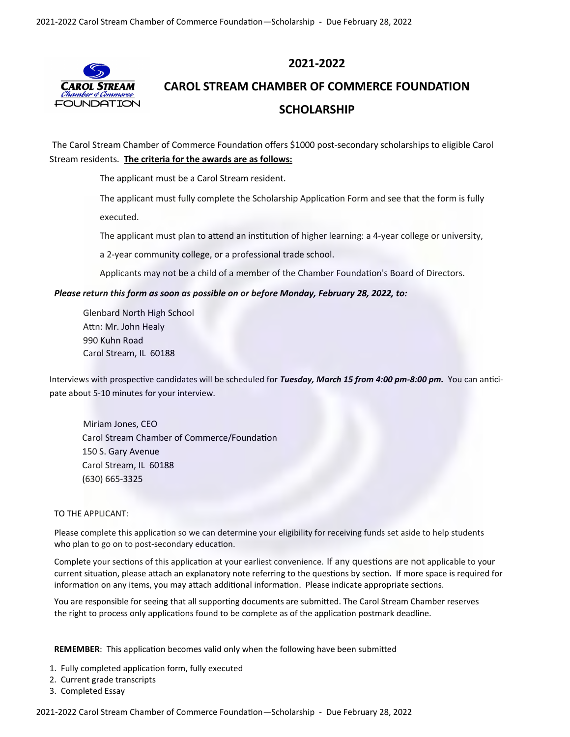# 2021-2022

# CAROL STREAM CHAMBER OF COMMERCE FOUNDATION

# SCHOLARSHIP

The Carol Stream Chamber of Commerce Foundation offers $1000 post-secondary scholarships to eligible Carol Stream residents. **The criteria for the awards are as follows:**

The applicant must be a Carol Stream resident.

The applicant must fully complete the Scholarship Application Form and see that the form is fully executed.

The applicant must plan to attend an institution of higher learning: a 4-year college or university, a 2-year community college, or a professional trade school.

Applicants may not be a child of a member of the Chamber Foundation's Board of Directors.

***Please return this form as soon as possible on or before Monday, February 28, 2022, to:***

Glenbard North High School
Attn: Mr. John Healy
990 Kuhn Road
Carol Stream, IL 60188

Interviews with prospective candidates will be scheduled for ***Tuesday, March 15 from 4:00 pm-8:00 pm.*** You can anticipate about 5-10 minutes for your interview.

Miriam Jones, CEO
Carol Stream Chamber of Commerce/Foundation
150 S. Gary Avenue
Carol Stream, IL 60188
(630) 665-3325

TO THE APPLICANT:

Please complete this application so we can determine your eligibility for receiving funds set aside to help students who plan to go on to post-secondary education.

Complete your sections of this application at your earliest convenience. If any questions are not applicable to your current situation, please attach an explanatory note referring to the questions by section. If more space is required for information on any items, you may attach additional information. Please indicate appropriate sections.

You are responsible for seeing that all supporting documents are submitted. The Carol Stream Chamber reserves the right to process only applications found to be complete as of the application postmark deadline.

**REMEMBER**: This application becomes valid only when the following have been submitted

1. Fully completed application form, fully executed
2. Current grade transcripts
3. Completed Essay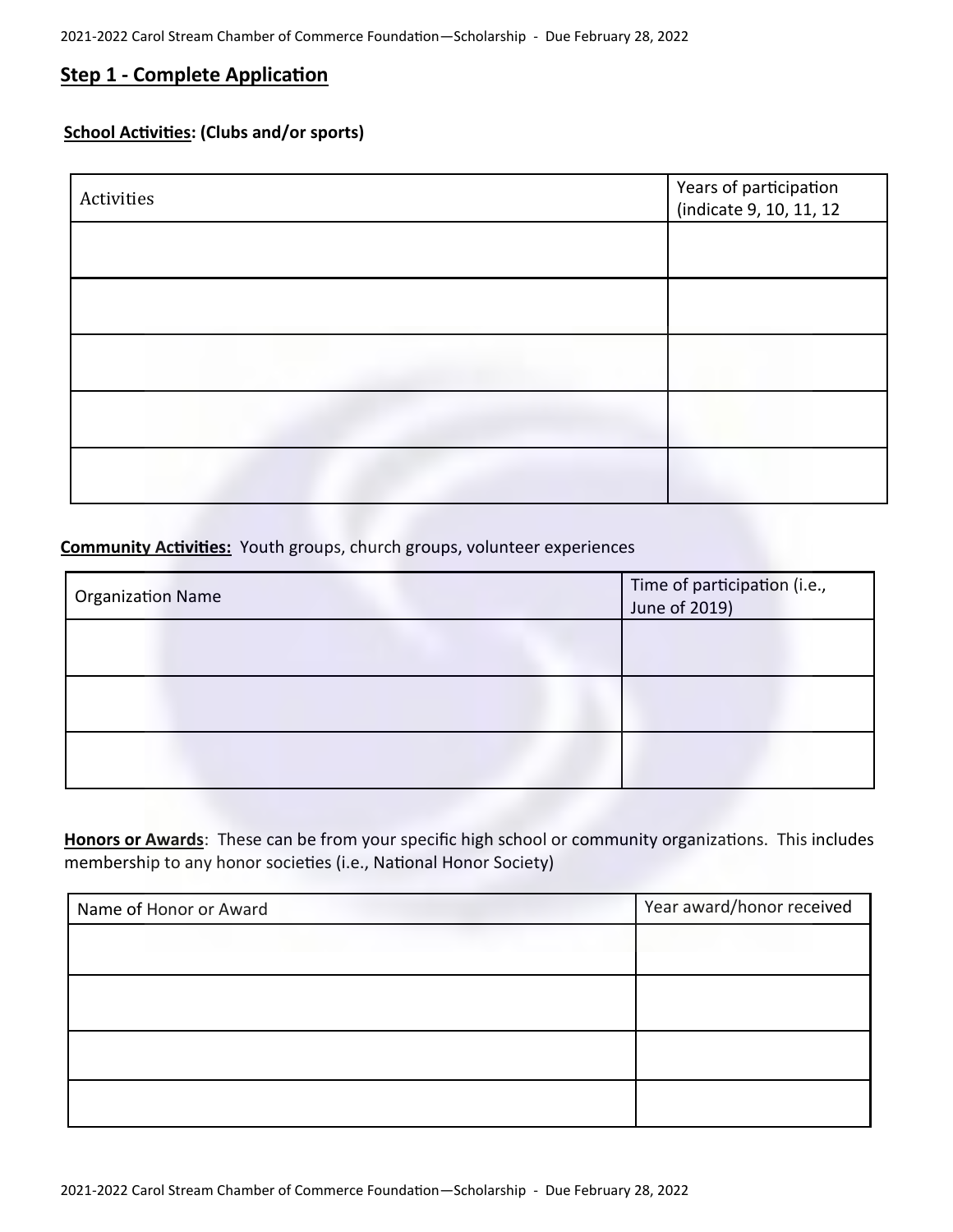## Step 1 - Complete Application

**School Activities: (Clubs and/or sports)**

| Activities | Years of participation (indicate 9, 10, 11, 12 |
|---|---|
| | |
| | |
| | |
| | |
| | |

**Community Activities:** Youth groups, church groups, volunteer experiences

| Organization Name | Time of participation (i.e., June of 2019) |
|---|---|
| | |
| | |
| | |

**Honors or Awards**: These can be from your specific high school or community organizations. This includes membership to any honor societies (i.e., National Honor Society)

| Name of Honor or Award | Year award/honor received |
|---|---|
| | |
| | |
| | |
| | |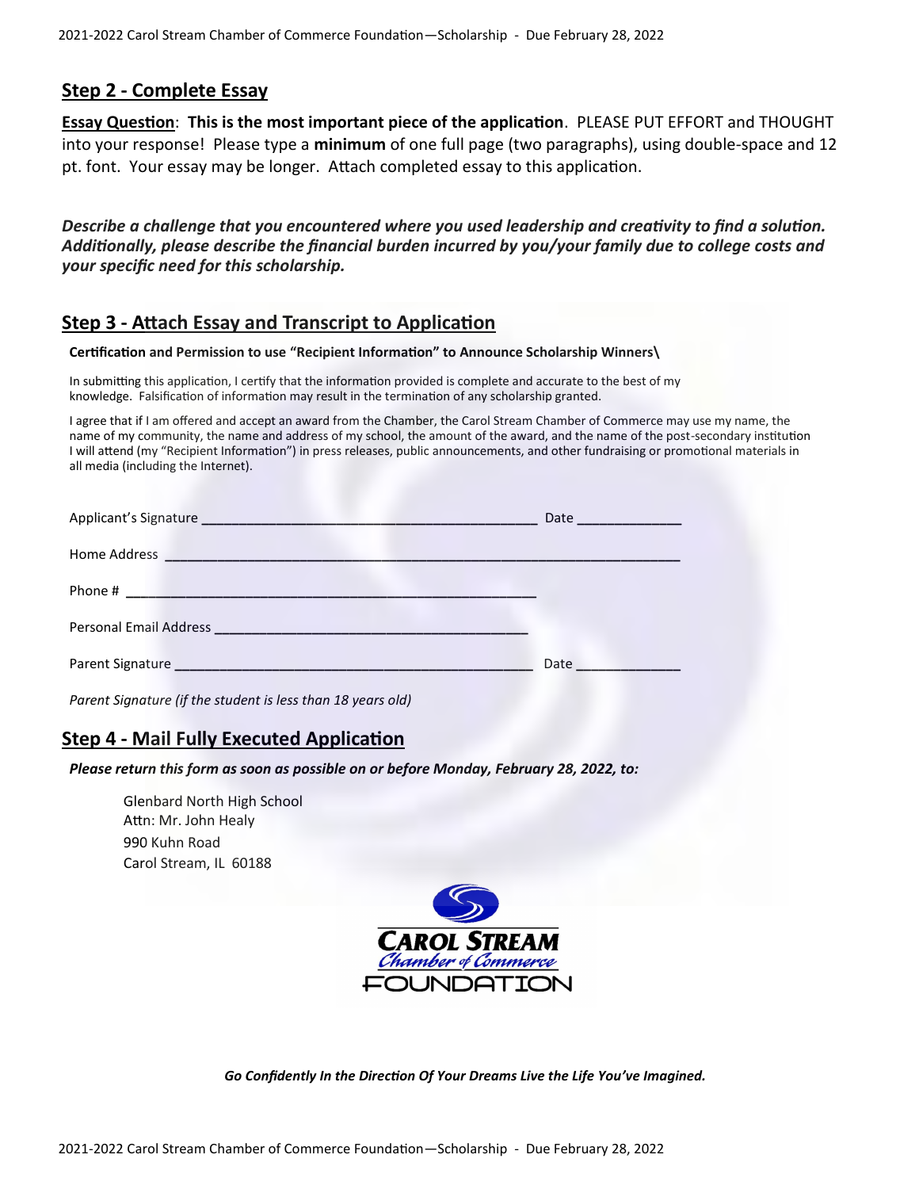## Step 2 - Complete Essay

**Essay Question**: **This is the most important piece of the application**. PLEASE PUT EFFORT and THOUGHT into your response! Please type a **minimum** of one full page (two paragraphs), using double-space and 12 pt. font. Your essay may be longer. Attach completed essay to this application.

***Describe a challenge that you encountered where you used leadership and creativity to find a solution. Additionally, please describe the financial burden incurred by you/your family due to college costs and your specific need for this scholarship.***

## Step 3 - Attach Essay and Transcript to Application

**Certification and Permission to use "Recipient Information" to Announce Scholarship Winners\**

In submitting this application, I certify that the information provided is complete and accurate to the best of my knowledge. Falsification of information may result in the termination of any scholarship granted.

I agree that if I am offered and accept an award from the Chamber, the Carol Stream Chamber of Commerce may use my name, the name of my community, the name and address of my school, the amount of the award, and the name of the post-secondary institution I will attend (my "Recipient Information") in press releases, public announcements, and other fundraising or promotional materials in all media (including the Internet).

Applicant's Signature ___________________________________________ Date _____________

Home Address ____________________________________________________________________

Phone # _____________________________________________________

Personal Email Address ________________________________________

Parent Signature _______________________________________________ Date _____________

*Parent Signature (if the student is less than 18 years old)*

## Step 4 - Mail Fully Executed Application

***Please return this form as soon as possible on or before Monday, February 28, 2022, to:***

Glenbard North High School
Attn: Mr. John Healy
990 Kuhn Road
Carol Stream, IL 60188

CAROL STREAM
Chamber of Commerce
FOUNDATION

***Go Confidently In the Direction Of Your Dreams Live the Life You've Imagined.***